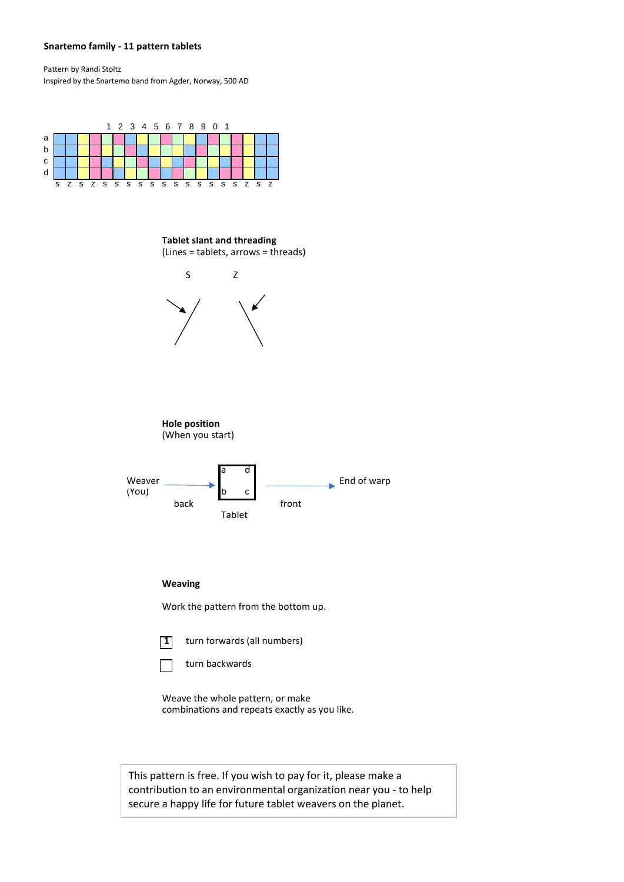**Snartemo family - 11 pattern tablets**

Pattern by Randi Stoltz
Inspired by the Snartemo band from Agder, Norway, 500 AD

|   |   |   |   |   | 1 | 2 | 3 | 4 | 5 | 6 | 7 | 8 | 9 | 0 | 1 |   |   |   |   |
|---|---|---|---|---|---|---|---|---|---|---|---|---|---|---|---|---|---|---|---|
| a |   |   |   |   |   |   |   |   |   |   |   |   |   |   |   |   |   |   |   |
| b |   |   |   |   |   |   |   |   |   |   |   |   |   |   |   |   |   |   |   |
| c |   |   |   |   |   |   |   |   |   |   |   |   |   |   |   |   |   |   |   |
| d |   |   |   |   |   |   |   |   |   |   |   |   |   |   |   |   |   |   |   |
|   | s | z | s | z | s | s | s | s | s | s | s | s | s | s | s | s | z | s | z |

**Tablet slant and threading**
(Lines = tablets, arrows = threads)

S Z

**Hole position**
(When you start)

Weaver (You) → back | Tablet (a, d, b, c) | front → End of warp

**Weaving**

Work the pattern from the bottom up.

[1] turn forwards (all numbers)

[ ] turn backwards

Weave the whole pattern, or make combinations and repeats exactly as you like.

This pattern is free. If you wish to pay for it, please make a contribution to an environmental organization near you - to help secure a happy life for future tablet weavers on the planet.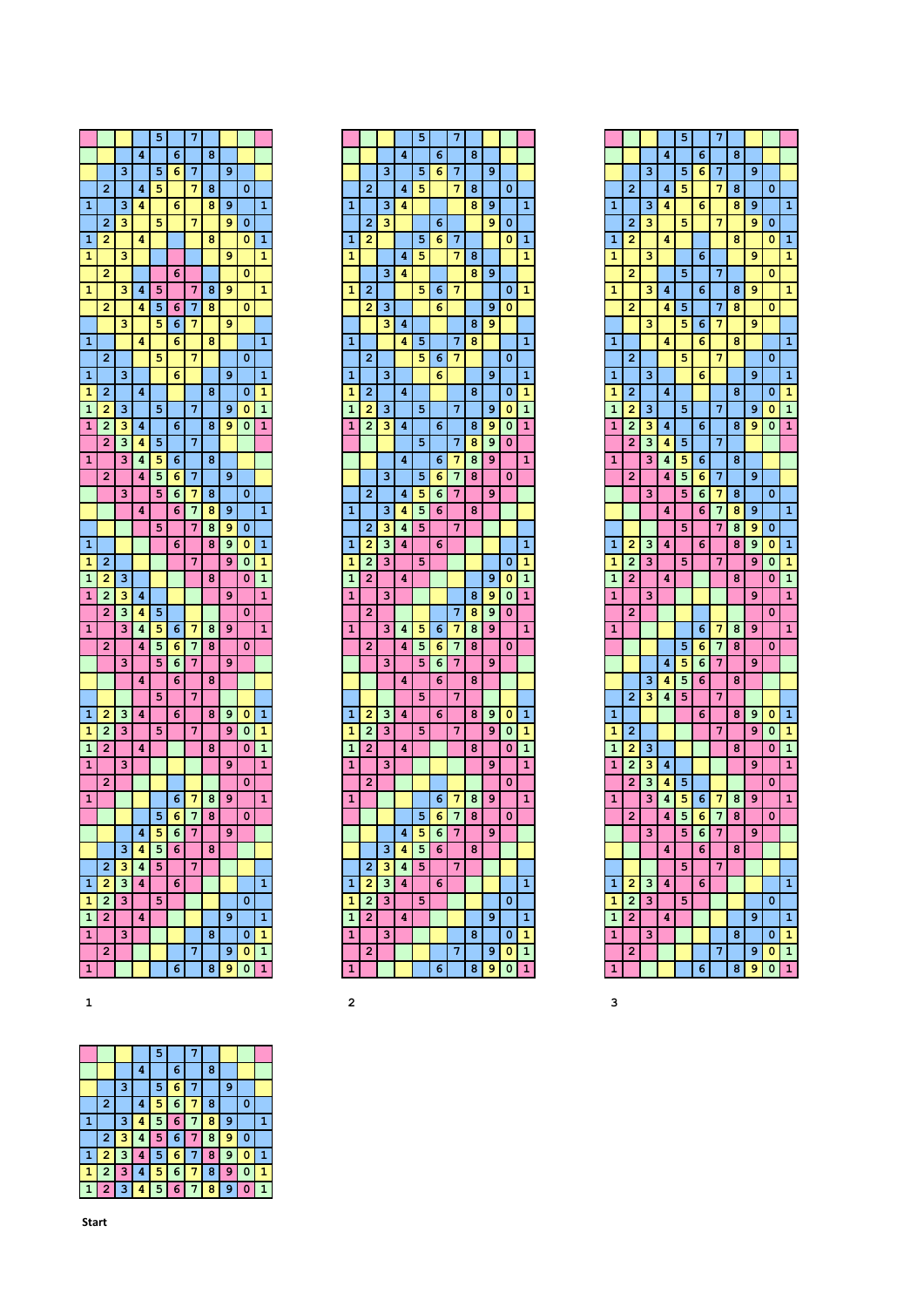|  |  |  |  |  |  |  |  |  |  |  |
|---|---|---|---|---|---|---|---|---|---|---|
|  |  |  |  | 5 |  | 7 |  |  |  |  |
|  |  |  | 4 |  | 6 |  | 8 |  |  |  |
|  |  | 3 |  | 5 | 6 | 7 |  | 9 |  |  |
|  | 2 |  | 4 | 5 |  | 7 | 8 |  | 0 |  |
| 1 |  | 3 | 4 |  | 6 |  | 8 | 9 |  | 1 |
|  | 2 | 3 |  | 5 |  | 7 |  | 9 | 0 |  |
| 1 | 2 |  | 4 |  |  |  | 8 |  | 0 | 1 |
| 1 |  | 3 |  |  |  |  |  | 9 |  | 1 |
|  | 2 |  |  |  | 6 |  |  |  | 0 |  |
| 1 |  | 3 | 4 | 5 |  | 7 | 8 | 9 |  | 1 |
|  | 2 |  | 4 | 5 | 6 | 7 | 8 |  | 0 |  |
|  |  | 3 |  | 5 | 6 | 7 |  | 9 |  |  |
| 1 |  |  | 4 |  | 6 |  | 8 |  |  | 1 |
|  | 2 |  |  | 5 |  | 7 |  |  | 0 |  |
| 1 |  | 3 |  |  | 6 |  |  | 9 |  | 1 |
| 1 | 2 |  | 4 |  |  |  | 8 |  | 0 | 1 |
| 1 | 2 | 3 |  | 5 |  | 7 |  | 9 | 0 | 1 |
| 1 | 2 | 3 | 4 |  | 6 |  | 8 | 9 | 0 | 1 |
|  | 2 | 3 | 4 | 5 |  | 7 |  |  |  |  |
| 1 |  | 3 | 4 | 5 | 6 |  | 8 |  |  |  |
|  | 2 |  | 4 | 5 | 6 | 7 |  | 9 |  |  |
|  |  | 3 |  | 5 | 6 | 7 | 8 |  | 0 |  |
|  |  |  | 4 |  | 6 | 7 | 8 | 9 |  | 1 |
|  |  |  |  | 5 |  | 7 | 8 | 9 | 0 |  |
| 1 |  |  |  |  | 6 |  | 8 | 9 | 0 | 1 |
| 1 | 2 |  |  |  |  | 7 |  | 9 | 0 | 1 |
| 1 | 2 | 3 |  |  |  |  | 8 |  | 0 | 1 |
| 1 | 2 | 3 | 4 |  |  |  |  | 9 |  | 1 |
|  | 2 | 3 | 4 | 5 |  |  |  |  | 0 |  |
| 1 |  | 3 | 4 | 5 | 6 | 7 | 8 | 9 |  | 1 |
|  | 2 |  | 4 | 5 | 6 | 7 | 8 |  | 0 |  |
|  |  | 3 |  | 5 | 6 | 7 |  | 9 |  |  |
|  |  |  | 4 |  | 6 |  | 8 |  |  |  |
|  |  |  |  | 5 |  | 7 |  |  |  |  |
| 1 | 2 | 3 | 4 |  | 6 |  | 8 | 9 | 0 | 1 |
| 1 | 2 | 3 |  | 5 |  | 7 |  | 9 | 0 | 1 |
| 1 | 2 |  | 4 |  |  |  | 8 |  | 0 | 1 |
| 1 |  | 3 |  |  |  |  |  | 9 |  | 1 |
|  | 2 |  |  |  |  |  |  |  | 0 |  |
| 1 |  |  |  |  | 6 | 7 | 8 | 9 |  | 1 |
|  |  |  |  | 5 | 6 | 7 | 8 |  | 0 |  |
|  |  |  | 4 | 5 | 6 | 7 |  | 9 |  |  |
|  |  | 3 | 4 | 5 | 6 |  | 8 |  |  |  |
|  | 2 | 3 | 4 | 5 |  | 7 |  |  |  |  |
| 1 | 2 | 3 | 4 |  | 6 |  |  |  |  | 1 |
| 1 | 2 | 3 |  | 5 |  |  |  |  | 0 |  |
| 1 | 2 |  | 4 |  |  |  |  | 9 |  | 1 |
| 1 |  | 3 |  |  |  |  | 8 |  | 0 | 1 |
|  | 2 |  |  |  |  | 7 |  | 9 | 0 | 1 |
| 1 |  |  |  |  | 6 |  | 8 | 9 | 0 | 1 |

1

|  |  |  |  |  |  |  |  |  |  |  |
|---|---|---|---|---|---|---|---|---|---|---|
|  |  |  |  | 5 |  | 7 |  |  |  |  |
|  |  |  | 4 |  | 6 |  | 8 |  |  |  |
|  |  | 3 |  | 5 | 6 | 7 |  | 9 |  |  |
|  | 2 |  | 4 | 5 |  | 7 | 8 |  | 0 |  |
| 1 |  | 3 | 4 |  |  |  | 8 | 9 |  | 1 |
|  | 2 | 3 |  |  | 6 |  |  | 9 | 0 |  |
| 1 | 2 |  |  | 5 | 6 | 7 |  |  | 0 | 1 |
| 1 |  |  | 4 | 5 |  | 7 | 8 |  |  | 1 |
|  |  | 3 | 4 |  |  |  | 8 | 9 |  |  |
| 1 | 2 |  |  | 5 | 6 | 7 |  |  | 0 | 1 |
|  | 2 | 3 |  |  | 6 |  |  | 9 | 0 |  |
|  |  | 3 | 4 |  |  |  | 8 | 9 |  |  |
| 1 |  |  | 4 | 5 |  | 7 | 8 |  |  | 1 |
|  | 2 |  |  | 5 | 6 | 7 |  |  | 0 |  |
| 1 |  | 3 |  |  | 6 |  |  | 9 |  | 1 |
| 1 | 2 |  | 4 |  |  |  | 8 |  | 0 | 1 |
| 1 | 2 | 3 |  | 5 |  | 7 |  | 9 | 0 | 1 |
| 1 | 2 | 3 | 4 |  | 6 |  | 8 | 9 | 0 | 1 |
|  |  |  |  | 5 |  | 7 | 8 | 9 | 0 |  |
|  |  |  | 4 |  | 6 | 7 | 8 | 9 |  | 1 |
|  |  | 3 |  | 5 | 6 | 7 | 8 |  | 0 |  |
|  | 2 |  | 4 | 5 | 6 | 7 |  | 9 |  |  |
| 1 |  | 3 | 4 | 5 | 6 |  | 8 |  |  |  |
|  | 2 | 3 | 4 | 5 |  | 7 |  |  |  |  |
| 1 | 2 | 3 | 4 |  | 6 |  |  |  |  | 1 |
| 1 | 2 | 3 |  | 5 |  |  |  |  | 0 | 1 |
| 1 | 2 |  | 4 |  |  |  |  | 9 | 0 | 1 |
| 1 |  | 3 |  |  |  |  | 8 | 9 | 0 | 1 |
|  | 2 |  |  |  |  | 7 | 8 | 9 | 0 |  |
| 1 |  | 3 | 4 | 5 | 6 | 7 | 8 | 9 |  | 1 |
|  | 2 |  | 4 | 5 | 6 | 7 | 8 |  | 0 |  |
|  |  | 3 |  | 5 | 6 | 7 |  | 9 |  |  |
|  |  |  | 4 |  | 6 |  | 8 |  |  |  |
|  |  |  |  | 5 |  | 7 |  |  |  |  |
| 1 | 2 | 3 | 4 |  | 6 |  | 8 | 9 | 0 | 1 |
| 1 | 2 | 3 |  | 5 |  | 7 |  | 9 | 0 | 1 |
| 1 | 2 |  | 4 |  |  |  | 8 |  | 0 | 1 |
| 1 |  | 3 |  |  |  |  |  | 9 |  | 1 |
|  | 2 |  |  |  |  |  |  |  | 0 |  |
| 1 |  |  |  |  | 6 | 7 | 8 | 9 |  | 1 |
|  |  |  |  | 5 | 6 | 7 | 8 |  | 0 |  |
|  |  |  | 4 | 5 | 6 | 7 |  | 9 |  |  |
|  |  | 3 | 4 | 5 | 6 |  | 8 |  |  |  |
|  | 2 | 3 | 4 | 5 |  | 7 |  |  |  |  |
| 1 | 2 | 3 | 4 |  | 6 |  |  |  |  | 1 |
| 1 | 2 | 3 |  | 5 |  |  |  |  | 0 |  |
| 1 | 2 |  | 4 |  |  |  |  | 9 |  | 1 |
| 1 |  | 3 |  |  |  |  | 8 |  | 0 | 1 |
|  | 2 |  |  |  |  | 7 |  | 9 | 0 | 1 |
| 1 |  |  |  |  | 6 |  | 8 | 9 | 0 | 1 |

2

|  |  |  |  |  |  |  |  |  |  |  |
|---|---|---|---|---|---|---|---|---|---|---|
|  |  |  |  | 5 |  | 7 |  |  |  |  |
|  |  |  | 4 |  | 6 |  | 8 |  |  |  |
|  |  | 3 |  | 5 | 6 | 7 |  | 9 |  |  |
|  | 2 |  | 4 | 5 |  | 7 | 8 |  | 0 |  |
| 1 |  | 3 | 4 |  | 6 |  | 8 | 9 |  | 1 |
|  | 2 | 3 |  | 5 |  | 7 |  | 9 | 0 |  |
| 1 | 2 |  | 4 |  |  |  | 8 |  | 0 | 1 |
| 1 |  | 3 |  |  | 6 |  |  | 9 |  | 1 |
|  | 2 |  |  | 5 |  | 7 |  |  | 0 |  |
| 1 |  | 3 | 4 |  | 6 |  | 8 | 9 |  | 1 |
|  | 2 |  | 4 | 5 |  | 7 | 8 |  | 0 |  |
|  |  | 3 |  | 5 | 6 | 7 |  | 9 |  |  |
| 1 |  |  | 4 |  | 6 |  | 8 |  |  | 1 |
|  | 2 |  |  | 5 |  | 7 |  |  | 0 |  |
| 1 |  | 3 |  |  | 6 |  |  | 9 |  | 1 |
| 1 | 2 |  | 4 |  |  |  | 8 |  | 0 | 1 |
| 1 | 2 | 3 |  | 5 |  | 7 |  | 9 | 0 | 1 |
| 1 | 2 | 3 | 4 |  | 6 |  | 8 | 9 | 0 | 1 |
|  | 2 | 3 | 4 | 5 |  | 7 |  |  |  |  |
| 1 |  | 3 | 4 | 5 | 6 |  | 8 |  |  |  |
|  | 2 |  | 4 | 5 | 6 | 7 |  | 9 |  |  |
|  |  | 3 |  | 5 | 6 | 7 | 8 |  | 0 |  |
|  |  |  | 4 |  | 6 | 7 | 8 | 9 |  | 1 |
|  |  |  |  | 5 |  | 7 | 8 | 9 | 0 |  |
| 1 | 2 | 3 | 4 |  | 6 |  | 8 | 9 | 0 | 1 |
| 1 | 2 | 3 |  | 5 |  | 7 |  | 9 | 0 | 1 |
| 1 | 2 |  | 4 |  |  |  | 8 |  | 0 | 1 |
| 1 |  | 3 |  |  |  |  |  | 9 |  | 1 |
|  | 2 |  |  |  |  |  |  |  | 0 |  |
| 1 |  |  |  |  | 6 | 7 | 8 | 9 |  | 1 |
|  |  |  |  | 5 | 6 | 7 | 8 |  | 0 |  |
|  |  |  | 4 | 5 | 6 | 7 |  | 9 |  |  |
|  |  | 3 | 4 | 5 | 6 |  | 8 |  |  |  |
|  | 2 | 3 | 4 | 5 |  | 7 |  |  |  |  |
| 1 |  |  |  |  | 6 |  | 8 | 9 | 0 | 1 |
| 1 | 2 |  |  |  |  | 7 |  | 9 | 0 | 1 |
| 1 | 2 | 3 |  |  |  |  | 8 |  | 0 | 1 |
| 1 | 2 | 3 | 4 |  |  |  |  | 9 |  | 1 |
|  | 2 | 3 | 4 | 5 |  |  |  |  | 0 |  |
| 1 |  | 3 | 4 | 5 | 6 | 7 | 8 | 9 |  | 1 |
|  | 2 |  | 4 | 5 | 6 | 7 | 8 |  | 0 |  |
|  |  | 3 |  | 5 | 6 | 7 |  | 9 |  |  |
|  |  |  | 4 |  | 6 |  | 8 |  |  |  |
|  |  |  |  | 5 |  | 7 |  |  |  |  |
| 1 | 2 | 3 | 4 |  | 6 |  |  |  |  | 1 |
| 1 | 2 | 3 |  | 5 |  |  |  |  | 0 |  |
| 1 | 2 |  | 4 |  |  |  |  | 9 |  | 1 |
| 1 |  | 3 |  |  |  |  | 8 |  | 0 | 1 |
|  | 2 |  |  |  |  | 7 |  | 9 | 0 | 1 |
| 1 |  |  |  |  | 6 |  | 8 | 9 | 0 | 1 |

3

|  |  |  |  |  |  |  |  |  |  |  |
|---|---|---|---|---|---|---|---|---|---|---|
|  |  |  |  | 5 |  | 7 |  |  |  |  |
|  |  |  | 4 |  | 6 |  | 8 |  |  |  |
|  |  | 3 |  | 5 | 6 | 7 |  | 9 |  |  |
|  | 2 |  | 4 | 5 | 6 | 7 | 8 |  | 0 |  |
| 1 |  | 3 | 4 | 5 | 6 | 7 | 8 | 9 |  | 1 |
|  | 2 | 3 | 4 | 5 | 6 | 7 | 8 | 9 | 0 |  |
| 1 | 2 | 3 | 4 | 5 | 6 | 7 | 8 | 9 | 0 | 1 |
| 1 | 2 | 3 | 4 | 5 | 6 | 7 | 8 | 9 | 0 | 1 |
| 1 | 2 | 3 | 4 | 5 | 6 | 7 | 8 | 9 | 0 | 1 |

**Start**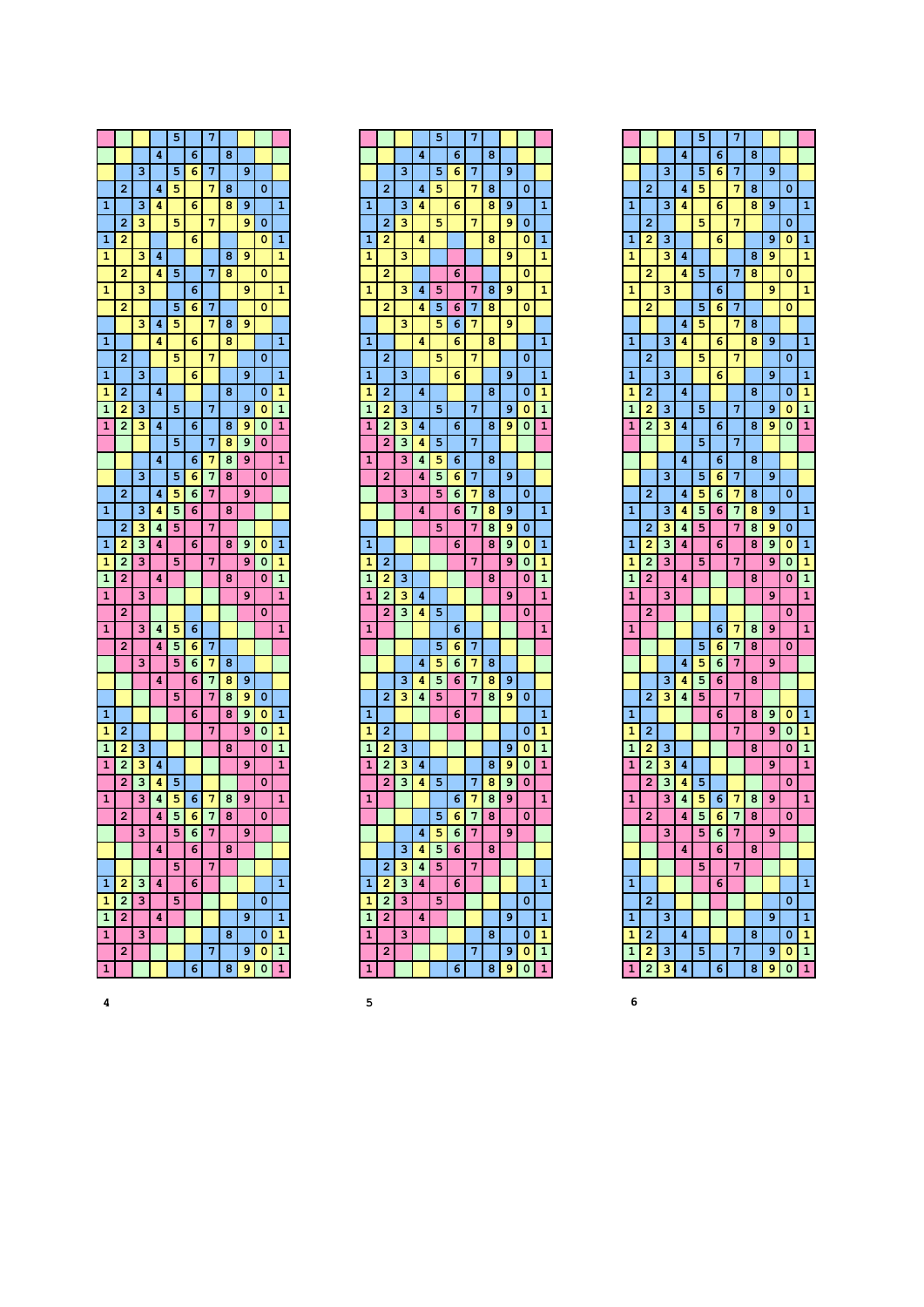| | | | | | | | | | | |
|---|---|---|---|---|---|---|---|---|---|---|
| | | | | 5 | | 7 | | | | |
| | | | 4 | | 6 | | 8 | | | |
| | | 3 | | 5 | 6 | 7 | | 9 | | |
| | 2 | | 4 | 5 | | 7 | 8 | | 0 | |
| 1 | | 3 | 4 | | 6 | | 8 | 9 | | 1 |
| | 2 | 3 | | 5 | | 7 | | 9 | 0 | |
| 1 | 2 | | | | 6 | | | | 0 | 1 |
| 1 | | 3 | 4 | | | | 8 | 9 | | 1 |
| | 2 | | 4 | 5 | | 7 | 8 | | 0 | |
| 1 | | 3 | | | 6 | | | 9 | | 1 |
| | 2 | | | 5 | 6 | 7 | | | 0 | |
| | | 3 | 4 | 5 | | 7 | 8 | 9 | | |
| 1 | | | 4 | | 6 | | 8 | | | 1 |
| | 2 | | | 5 | | 7 | | | 0 | |
| 1 | | 3 | | | 6 | | | 9 | | 1 |
| 1 | 2 | | 4 | | | | 8 | | 0 | 1 |
| 1 | 2 | 3 | | 5 | | 7 | | 9 | 0 | 1 |
| 1 | 2 | 3 | 4 | | 6 | | 8 | 9 | 0 | 1 |
| | | | | 5 | | 7 | 8 | 9 | 0 | |
| | | | 4 | | 6 | 7 | 8 | 9 | | 1 |
| | | 3 | | 5 | 6 | 7 | 8 | | 0 | |
| | 2 | | 4 | 5 | 6 | 7 | | 9 | | |
| 1 | | 3 | 4 | 5 | 6 | | 8 | | | 1 |
| | 2 | 3 | 4 | 5 | | 7 | | | | |
| 1 | 2 | 3 | 4 | | 6 | | 8 | 9 | 0 | 1 |
| 1 | 2 | 3 | | 5 | | 7 | | 9 | 0 | 1 |
| 1 | 2 | | 4 | | | | 8 | | 0 | 1 |
| 1 | | 3 | | | | | | 9 | | 1 |
| | 2 | | | | | | | | 0 | |
| 1 | | 3 | 4 | 5 | 6 | | | | | 1 |
| | 2 | | 4 | 5 | 6 | 7 | | | | |
| | | 3 | | 5 | 6 | 7 | 8 | | | |
| | | | 4 | | 6 | 7 | 8 | 9 | | |
| | | | | 5 | | 7 | 8 | 9 | 0 | |
| 1 | | | | | 6 | | 8 | 9 | 0 | 1 |
| 1 | 2 | | | | | 7 | | 9 | 0 | 1 |
| 1 | 2 | 3 | | | | | 8 | | 0 | 1 |
| 1 | 2 | 3 | 4 | | | | | 9 | | 1 |
| | 2 | 3 | 4 | 5 | | | | | 0 | |
| 1 | | 3 | 4 | 5 | 6 | 7 | 8 | 9 | | 1 |
| | 2 | | 4 | 5 | 6 | 7 | 8 | | 0 | |
| | | 3 | | 5 | 6 | 7 | | 9 | | |
| | | | 4 | | 6 | | 8 | | | |
| | | | | 5 | | 7 | | | | |
| 1 | 2 | 3 | 4 | | 6 | | | | | 1 |
| 1 | 2 | 3 | | 5 | | | | | 0 | |
| 1 | 2 | | 4 | | | | | 9 | | 1 |
| 1 | | 3 | | | | | 8 | | 0 | 1 |
| | 2 | | | | | 7 | | 9 | 0 | 1 |
| 1 | | | | | 6 | | 8 | 9 | 0 | 1 |

4

| | | | | | | | | | | |
|---|---|---|---|---|---|---|---|---|---|---|
| | | | | 5 | | 7 | | | | |
| | | | 4 | | 6 | | 8 | | | |
| | | 3 | | 5 | 6 | 7 | | 9 | | |
| | 2 | | 4 | 5 | | 7 | 8 | | 0 | |
| 1 | | 3 | 4 | | 6 | | 8 | 9 | | 1 |
| | 2 | 3 | | 5 | | 7 | | 9 | 0 | |
| 1 | 2 | | 4 | | | | 8 | | 0 | 1 |
| 1 | | 3 | | | | | | 9 | | 1 |
| | 2 | | | | 6 | | | | 0 | |
| 1 | | 3 | 4 | 5 | | 7 | 8 | 9 | | 1 |
| | 2 | | 4 | 5 | 6 | 7 | 8 | | 0 | |
| | | 3 | | 5 | 6 | 7 | | 9 | | |
| 1 | | | 4 | | 6 | | 8 | | | 1 |
| | 2 | | | 5 | | 7 | | | 0 | |
| 1 | | 3 | | | 6 | | | 9 | | 1 |
| 1 | 2 | | 4 | | | | 8 | | 0 | 1 |
| 1 | 2 | 3 | | 5 | | 7 | | 9 | 0 | 1 |
| 1 | 2 | 3 | 4 | | 6 | | 8 | 9 | 0 | 1 |
| | 2 | 3 | 4 | 5 | | 7 | | | | |
| 1 | | 3 | 4 | 5 | 6 | | 8 | | | |
| | 2 | | 4 | 5 | 6 | 7 | | 9 | | |
| | | 3 | | 5 | 6 | 7 | 8 | | 0 | |
| | | | 4 | | 6 | 7 | 8 | 9 | | 1 |
| | | | | 5 | | 7 | 8 | 9 | 0 | |
| 1 | | | | | 6 | | 8 | 9 | 0 | 1 |
| 1 | 2 | | | | | 7 | | 9 | 0 | 1 |
| 1 | 2 | 3 | | | | | 8 | | 0 | 1 |
| 1 | 2 | 3 | 4 | | | | | 9 | | 1 |
| | 2 | 3 | 4 | 5 | | | | | 0 | |
| 1 | | | | | 6 | | | | | 1 |
| | | | | 5 | 6 | 7 | | | | |
| | | | 4 | 5 | 6 | 7 | 8 | | | |
| | | 3 | 4 | 5 | 6 | 7 | 8 | 9 | | |
| | 2 | 3 | 4 | 5 | | 7 | 8 | 9 | 0 | |
| 1 | | | | | 6 | | | | | 1 |
| 1 | 2 | | | | | | | | 0 | 1 |
| 1 | 2 | 3 | | | | | | 9 | 0 | 1 |
| 1 | 2 | 3 | 4 | | | | 8 | 9 | 0 | 1 |
| | 2 | 3 | 4 | 5 | | 7 | 8 | 9 | 0 | |
| 1 | | | | | 6 | 7 | 8 | 9 | | 1 |
| | | | | 5 | 6 | 7 | 8 | | 0 | |
| | | | 4 | 5 | 6 | 7 | | 9 | | |
| | | 3 | 4 | 5 | 6 | | 8 | | | |
| | 2 | 3 | 4 | 5 | | 7 | | | | |
| 1 | 2 | 3 | 4 | | 6 | | | | | 1 |
| 1 | 2 | 3 | | 5 | | | | | 0 | |
| 1 | 2 | | 4 | | | | | 9 | | 1 |
| 1 | | 3 | | | | | 8 | | 0 | 1 |
| | 2 | | | | | 7 | | 9 | 0 | 1 |
| 1 | | | | | 6 | | 8 | 9 | 0 | 1 |

5

| | | | | | | | | | | |
|---|---|---|---|---|---|---|---|---|---|---|
| | | | | 5 | | 7 | | | | |
| | | | 4 | | 6 | | 8 | | | |
| | | 3 | | 5 | 6 | 7 | | 9 | | |
| | 2 | | 4 | 5 | | 7 | 8 | | 0 | |
| 1 | | 3 | 4 | | 6 | | 8 | 9 | | 1 |
| | 2 | | | 5 | | 7 | | | 0 | |
| 1 | 2 | 3 | | | 6 | | | 9 | 0 | 1 |
| 1 | | 3 | 4 | | | | 8 | 9 | | 1 |
| | 2 | | 4 | 5 | | 7 | 8 | | 0 | |
| 1 | | 3 | | | 6 | | | 9 | | 1 |
| | 2 | | | 5 | 6 | 7 | | | 0 | |
| | | | 4 | 5 | | 7 | 8 | | | |
| 1 | | 3 | 4 | | 6 | | 8 | 9 | | 1 |
| | 2 | | | 5 | | 7 | | | 0 | |
| 1 | | 3 | | | 6 | | | 9 | | 1 |
| 1 | 2 | | 4 | | | | 8 | | 0 | 1 |
| 1 | 2 | 3 | | 5 | | 7 | | 9 | 0 | 1 |
| 1 | 2 | 3 | 4 | | 6 | | 8 | 9 | 0 | 1 |
| | | | | 5 | | 7 | | | | |
| | | | 4 | | 6 | | 8 | | | |
| | | 3 | | 5 | 6 | 7 | | 9 | | |
| | 2 | | 4 | 5 | 6 | 7 | 8 | | 0 | |
| 1 | | 3 | 4 | 5 | 6 | 7 | 8 | 9 | | 1 |
| | 2 | 3 | 4 | 5 | | 7 | 8 | 9 | 0 | |
| 1 | 2 | 3 | 4 | | 6 | | 8 | 9 | 0 | 1 |
| 1 | 2 | 3 | | 5 | | 7 | | 9 | 0 | 1 |
| 1 | 2 | | 4 | | | | 8 | | 0 | 1 |
| 1 | | 3 | | | | | | 9 | | 1 |
| | 2 | | | | | | | | 0 | |
| 1 | | | | | 6 | 7 | 8 | 9 | | 1 |
| | | | | 5 | 6 | 7 | 8 | | 0 | |
| | | | 4 | 5 | 6 | 7 | | 9 | | |
| | | 3 | 4 | 5 | 6 | | 8 | | | |
| | 2 | 3 | 4 | 5 | | 7 | | | | |
| 1 | | | | | 6 | | 8 | 9 | 0 | 1 |
| 1 | 2 | | | | | 7 | | 9 | 0 | 1 |
| 1 | 2 | 3 | | | | | 8 | | 0 | 1 |
| 1 | 2 | 3 | 4 | | | | | 9 | | 1 |
| | 2 | 3 | 4 | 5 | | | | | 0 | |
| 1 | | 3 | 4 | 5 | 6 | 7 | 8 | 9 | | 1 |
| | 2 | | 4 | 5 | 6 | 7 | 8 | | 0 | |
| | | 3 | | 5 | 6 | 7 | | 9 | | |
| | | | 4 | | 6 | | 8 | | | |
| | | | | 5 | | 7 | | | | |
| 1 | | | | | 6 | | | | | 1 |
| | 2 | | | | | | | | 0 | |
| 1 | | 3 | | | | | | 9 | | 1 |
| 1 | 2 | | 4 | | | | 8 | | 0 | 1 |
| 1 | 2 | 3 | | 5 | | 7 | | 9 | 0 | 1 |
| 1 | 2 | 3 | 4 | | 6 | | 8 | 9 | 0 | 1 |

6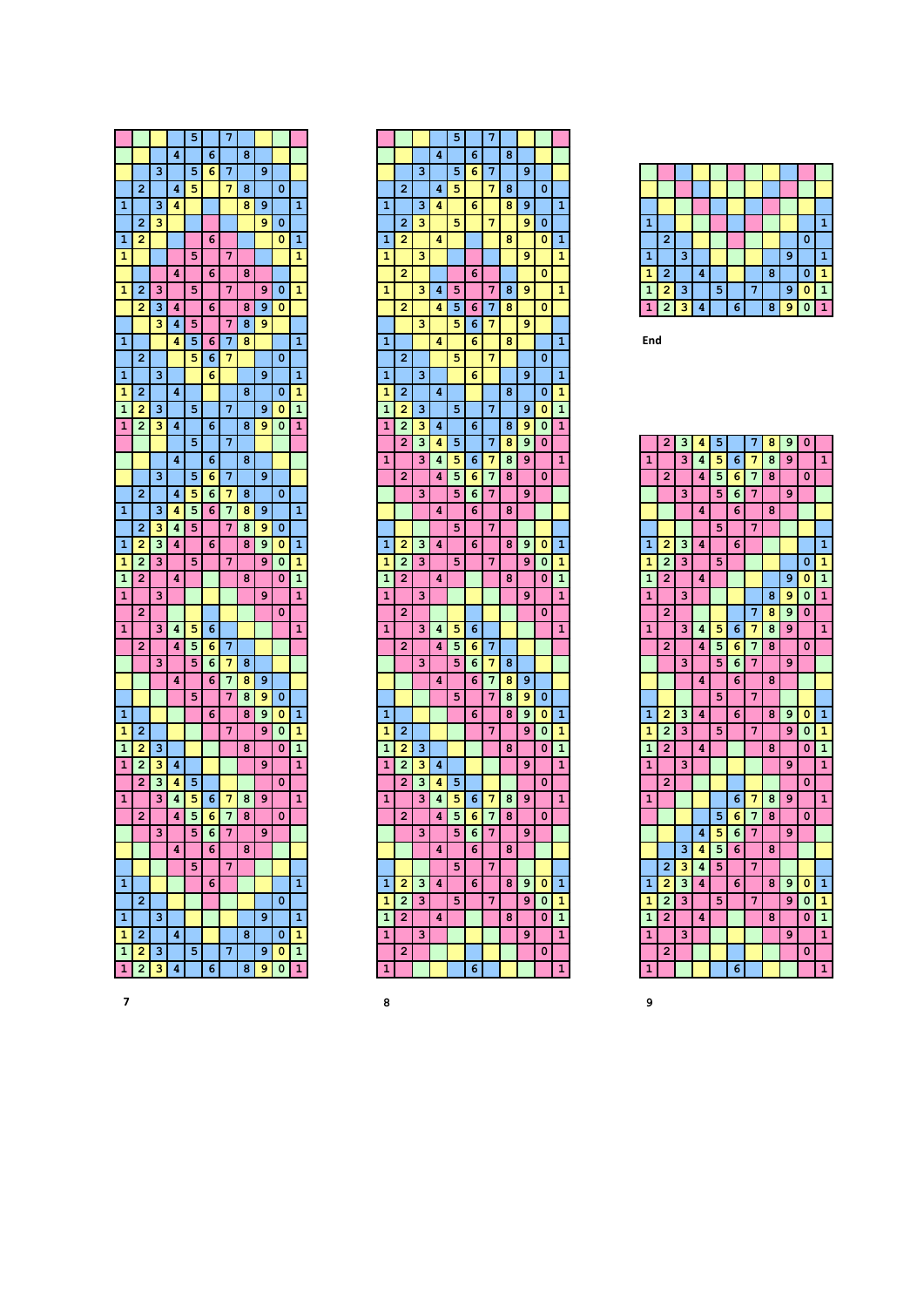| | | | | | | | | | | |
|---|---|---|---|---|---|---|---|---|---|---|
| | | | | 5 | | 7 | | | | |
| | | | 4 | | 6 | | 8 | | | |
| | | 3 | | 5 | 6 | 7 | | 9 | | |
| | 2 | | 4 | 5 | | 7 | 8 | | 0 | |
| 1 | | 3 | 4 | | | | 8 | 9 | | 1 |
| | 2 | 3 | | | | | | 9 | 0 | |
| 1 | 2 | | | | 6 | | | | 0 | 1 |
| 1 | | | | 5 | | 7 | | | | 1 |
| | | | 4 | | 6 | | 8 | | | |
| 1 | 2 | 3 | | 5 | | 7 | | 9 | 0 | 1 |
| | 2 | 3 | 4 | | 6 | | 8 | 9 | 0 | |
| | | 3 | 4 | 5 | | 7 | 8 | 9 | | |
| 1 | | | 4 | 5 | 6 | 7 | 8 | | | 1 |
| | 2 | | | 5 | 6 | 7 | | | 0 | |
| 1 | | 3 | | | 6 | | | 9 | | 1 |
| 1 | 2 | | 4 | | | | 8 | | 0 | 1 |
| 1 | 2 | 3 | | 5 | | 7 | | 9 | 0 | 1 |
| 1 | 2 | 3 | 4 | | 6 | | 8 | 9 | 0 | 1 |
| | | | | 5 | | 7 | | | | |
| | | | 4 | | 6 | | 8 | | | |
| | | 3 | | 5 | 6 | 7 | | 9 | | |
| | 2 | | 4 | 5 | 6 | 7 | 8 | | 0 | |
| 1 | | 3 | 4 | 5 | 6 | 7 | 8 | 9 | | 1 |
| | 2 | 3 | 4 | 5 | | 7 | 8 | 9 | 0 | |
| 1 | 2 | 3 | 4 | | 6 | | 8 | 9 | 0 | 1 |
| 1 | 2 | 3 | | 5 | | 7 | | 9 | 0 | 1 |
| 1 | 2 | | 4 | | | | 8 | | 0 | 1 |
| 1 | | 3 | | | | | | 9 | | 1 |
| | 2 | | | | | | | | 0 | |
| 1 | | 3 | 4 | 5 | 6 | | | | | 1 |
| | 2 | | 4 | 5 | 6 | 7 | | | | |
| | | 3 | | 5 | 6 | 7 | 8 | | | |
| | | | 4 | | 6 | 7 | 8 | 9 | | |
| | | | | 5 | | 7 | 8 | 9 | 0 | |
| 1 | | | | | 6 | | 8 | 9 | 0 | 1 |
| 1 | 2 | | | | | 7 | | 9 | 0 | 1 |
| 1 | 2 | 3 | | | | | 8 | | 0 | 1 |
| 1 | 2 | 3 | 4 | | | | | 9 | | 1 |
| | 2 | 3 | 4 | 5 | | | | | 0 | |
| 1 | | 3 | 4 | 5 | 6 | 7 | 8 | 9 | | 1 |
| | 2 | | 4 | 5 | 6 | 7 | 8 | | 0 | |
| | | 3 | | 5 | 6 | 7 | | 9 | | |
| | | | 4 | | 6 | | 8 | | | |
| | | | | 5 | | 7 | | | | |
| 1 | | | | | 6 | | | | | 1 |
| | 2 | | | | | | | | 0 | |
| 1 | | 3 | | | | | | 9 | | 1 |
| 1 | 2 | | 4 | | | | 8 | | 0 | 1 |
| 1 | 2 | 3 | | 5 | | 7 | | 9 | 0 | 1 |
| 1 | 2 | 3 | 4 | | 6 | | 8 | 9 | 0 | 1 |

7

| | | | | | | | | | | |
|---|---|---|---|---|---|---|---|---|---|---|
| | | | | 5 | | 7 | | | | |
| | | | 4 | | 6 | | 8 | | | |
| | | 3 | | 5 | 6 | 7 | | 9 | | |
| | 2 | | 4 | 5 | | 7 | 8 | | 0 | |
| 1 | | 3 | 4 | | 6 | | 8 | 9 | | 1 |
| | 2 | 3 | | 5 | | 7 | | 9 | 0 | |
| 1 | 2 | | 4 | | | | 8 | | 0 | 1 |
| 1 | | 3 | | | | | | 9 | | 1 |
| | 2 | | | | 6 | | | | 0 | |
| 1 | | 3 | 4 | 5 | | 7 | 8 | 9 | | 1 |
| | 2 | | 4 | 5 | 6 | 7 | 8 | | 0 | |
| | | 3 | | 5 | 6 | 7 | | 9 | | |
| 1 | | | 4 | | 6 | | 8 | | | 1 |
| | 2 | | | 5 | | 7 | | | 0 | |
| 1 | | 3 | | | 6 | | | 9 | | 1 |
| 1 | 2 | | 4 | | | | 8 | | 0 | 1 |
| 1 | 2 | 3 | | 5 | | 7 | | 9 | 0 | 1 |
| 1 | 2 | 3 | 4 | | 6 | | 8 | 9 | 0 | 1 |
| | 2 | 3 | 4 | 5 | | 7 | 8 | 9 | 0 | |
| 1 | | 3 | 4 | 5 | 6 | 7 | 8 | 9 | | 1 |
| | 2 | | 4 | 5 | 6 | 7 | 8 | | 0 | |
| | | 3 | | 5 | 6 | 7 | | 9 | | |
| | | | 4 | | 6 | | 8 | | | |
| | | | | 5 | | 7 | | | | |
| 1 | 2 | 3 | 4 | | 6 | | 8 | 9 | 0 | 1 |
| 1 | 2 | 3 | | 5 | | 7 | | 9 | 0 | 1 |
| 1 | 2 | | 4 | | | | 8 | | 0 | 1 |
| 1 | | 3 | | | | | | 9 | | 1 |
| | 2 | | | | | | | | 0 | |
| 1 | | 3 | 4 | 5 | 6 | | | | | 1 |
| | 2 | | 4 | 5 | 6 | 7 | | | | |
| | | 3 | | 5 | 6 | 7 | 8 | | | |
| | | | 4 | | 6 | 7 | 8 | 9 | | |
| | | | | 5 | | 7 | 8 | 9 | 0 | |
| 1 | | | | | 6 | | 8 | 9 | 0 | 1 |
| 1 | 2 | | | | | 7 | | 9 | 0 | 1 |
| 1 | 2 | 3 | | | | | 8 | | 0 | 1 |
| 1 | 2 | 3 | 4 | | | | | 9 | | 1 |
| | 2 | 3 | 4 | 5 | | | | | 0 | |
| 1 | | 3 | 4 | 5 | 6 | 7 | 8 | 9 | | 1 |
| | 2 | | 4 | 5 | 6 | 7 | 8 | | 0 | |
| | | 3 | | 5 | 6 | 7 | | 9 | | |
| | | | 4 | | 6 | | 8 | | | |
| | | | | 5 | | 7 | | | | |
| 1 | 2 | 3 | 4 | | 6 | | 8 | 9 | 0 | 1 |
| 1 | 2 | 3 | | 5 | | 7 | | 9 | 0 | 1 |
| 1 | 2 | | 4 | | | | 8 | | 0 | 1 |
| 1 | | 3 | | | | | | 9 | | 1 |
| | 2 | | | | | | | | 0 | |
| 1 | | | | | 6 | | | | | 1 |

8

| | | | | | | | | | | |
|---|---|---|---|---|---|---|---|---|---|---|
| | | | | | | | | | | |
| | | | | | | | | | | |
| | | | | | | | | | | |
| 1 | | | | | | | | | | 1 |
| | 2 | | | | | | | | 0 | |
| 1 | | 3 | | | | | | 9 | | 1 |
| 1 | 2 | | 4 | | | | 8 | | 0 | 1 |
| 1 | 2 | 3 | | 5 | | 7 | | 9 | 0 | 1 |
| 1 | 2 | 3 | 4 | | 6 | | 8 | 9 | 0 | 1 |

End

| | | | | | | | | | | |
|---|---|---|---|---|---|---|---|---|---|---|
| | 2 | 3 | 4 | 5 | | 7 | 8 | 9 | 0 | |
| 1 | | 3 | 4 | 5 | 6 | 7 | 8 | 9 | | 1 |
| | 2 | | 4 | 5 | 6 | 7 | 8 | | 0 | |
| | | 3 | | 5 | 6 | 7 | | 9 | | |
| | | | 4 | | 6 | | 8 | | | |
| | | | | 5 | | 7 | | | | |
| 1 | 2 | 3 | 4 | | 6 | | | | | 1 |
| 1 | 2 | 3 | | 5 | | | | | 0 | 1 |
| 1 | 2 | | 4 | | | | | 9 | 0 | 1 |
| 1 | | 3 | | | | | 8 | 9 | 0 | 1 |
| | 2 | | | | | 7 | 8 | 9 | 0 | |
| 1 | | 3 | 4 | 5 | 6 | 7 | 8 | 9 | | 1 |
| | 2 | | 4 | 5 | 6 | 7 | 8 | | 0 | |
| | | 3 | | 5 | 6 | 7 | | 9 | | |
| | | | 4 | | 6 | | 8 | | | |
| | | | | 5 | | 7 | | | | |
| 1 | 2 | 3 | 4 | | 6 | | 8 | 9 | 0 | 1 |
| 1 | 2 | 3 | | 5 | | 7 | | 9 | 0 | 1 |
| 1 | 2 | | 4 | | | | 8 | | 0 | 1 |
| 1 | | 3 | | | | | | 9 | | 1 |
| | 2 | | | | | | | | 0 | |
| 1 | | | | | 6 | 7 | 8 | 9 | | 1 |
| | | | | 5 | 6 | 7 | 8 | | 0 | |
| | | | 4 | 5 | 6 | 7 | | 9 | | |
| | | 3 | 4 | 5 | 6 | | 8 | | | |
| | 2 | 3 | 4 | 5 | | 7 | | | | |
| 1 | 2 | 3 | 4 | | 6 | | 8 | 9 | 0 | 1 |
| 1 | 2 | 3 | | 5 | | 7 | | 9 | 0 | 1 |
| 1 | 2 | | 4 | | | | 8 | | 0 | 1 |
| 1 | | 3 | | | | | | 9 | | 1 |
| | 2 | | | | | | | | 0 | |
| 1 | | | | | 6 | | | | | 1 |

9